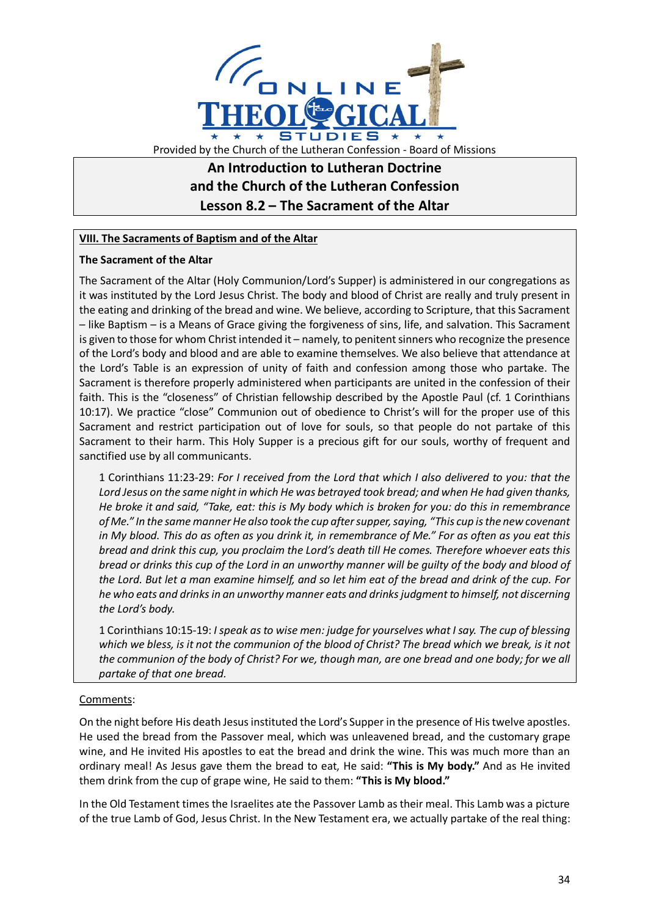Provided by the Church of the Lutheran Confession - Board of Missions

# An Introduction to Lutheran Doctrine and the Church of the Lutheran Confession
# Lesson 8.2 – The Sacrament of the Altar

## VIII. The Sacraments of Baptism and of the Altar

### The Sacrament of the Altar

The Sacrament of the Altar (Holy Communion/Lord's Supper) is administered in our congregations as it was instituted by the Lord Jesus Christ. The body and blood of Christ are really and truly present in the eating and drinking of the bread and wine. We believe, according to Scripture, that this Sacrament – like Baptism – is a Means of Grace giving the forgiveness of sins, life, and salvation. This Sacrament is given to those for whom Christ intended it – namely, to penitent sinners who recognize the presence of the Lord's body and blood and are able to examine themselves. We also believe that attendance at the Lord's Table is an expression of unity of faith and confession among those who partake. The Sacrament is therefore properly administered when participants are united in the confession of their faith. This is the "closeness" of Christian fellowship described by the Apostle Paul (cf. 1 Corinthians 10:17). We practice "close" Communion out of obedience to Christ's will for the proper use of this Sacrament and restrict participation out of love for souls, so that people do not partake of this Sacrament to their harm. This Holy Supper is a precious gift for our souls, worthy of frequent and sanctified use by all communicants.

> 1 Corinthians 11:23-29: *For I received from the Lord that which I also delivered to you: that the Lord Jesus on the same night in which He was betrayed took bread; and when He had given thanks, He broke it and said, "Take, eat: this is My body which is broken for you: do this in remembrance of Me." In the same manner He also took the cup after supper, saying, "This cup is the new covenant in My blood. This do as often as you drink it, in remembrance of Me." For as often as you eat this bread and drink this cup, you proclaim the Lord's death till He comes. Therefore whoever eats this bread or drinks this cup of the Lord in an unworthy manner will be guilty of the body and blood of the Lord. But let a man examine himself, and so let him eat of the bread and drink of the cup. For he who eats and drinks in an unworthy manner eats and drinks judgment to himself, not discerning the Lord's body.*

> 1 Corinthians 10:15-19: *I speak as to wise men: judge for yourselves what I say. The cup of blessing which we bless, is it not the communion of the blood of Christ? The bread which we break, is it not the communion of the body of Christ? For we, though man, are one bread and one body; for we all partake of that one bread.*

Comments:

On the night before His death Jesus instituted the Lord's Supper in the presence of His twelve apostles. He used the bread from the Passover meal, which was unleavened bread, and the customary grape wine, and He invited His apostles to eat the bread and drink the wine. This was much more than an ordinary meal! As Jesus gave them the bread to eat, He said: **"This is My body."** And as He invited them drink from the cup of grape wine, He said to them: **"This is My blood."**

In the Old Testament times the Israelites ate the Passover Lamb as their meal. This Lamb was a picture of the true Lamb of God, Jesus Christ. In the New Testament era, we actually partake of the real thing: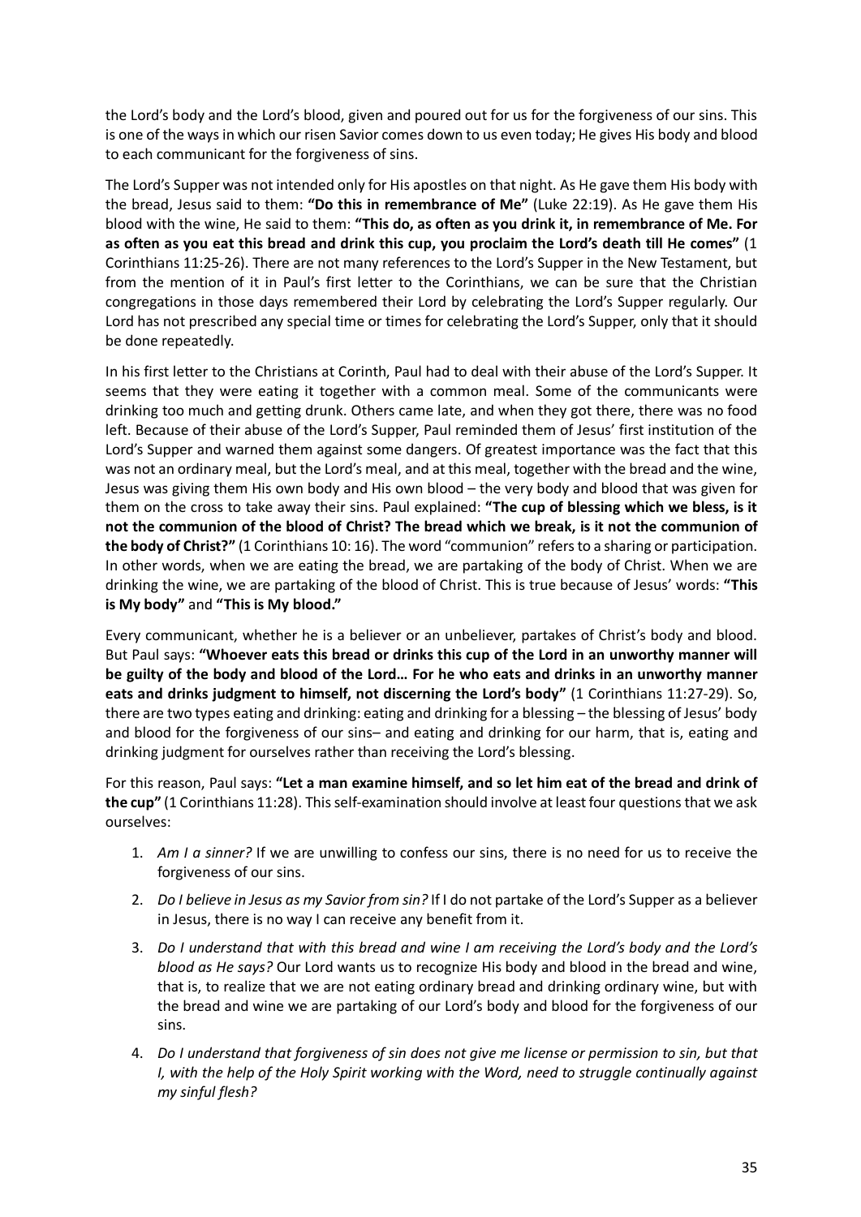the Lord's body and the Lord's blood, given and poured out for us for the forgiveness of our sins. This is one of the ways in which our risen Savior comes down to us even today; He gives His body and blood to each communicant for the forgiveness of sins.

The Lord's Supper was not intended only for His apostles on that night. As He gave them His body with the bread, Jesus said to them: **"Do this in remembrance of Me"** (Luke 22:19). As He gave them His blood with the wine, He said to them: **"This do, as often as you drink it, in remembrance of Me. For as often as you eat this bread and drink this cup, you proclaim the Lord's death till He comes"** (1 Corinthians 11:25-26). There are not many references to the Lord's Supper in the New Testament, but from the mention of it in Paul's first letter to the Corinthians, we can be sure that the Christian congregations in those days remembered their Lord by celebrating the Lord's Supper regularly. Our Lord has not prescribed any special time or times for celebrating the Lord's Supper, only that it should be done repeatedly.

In his first letter to the Christians at Corinth, Paul had to deal with their abuse of the Lord's Supper. It seems that they were eating it together with a common meal. Some of the communicants were drinking too much and getting drunk. Others came late, and when they got there, there was no food left. Because of their abuse of the Lord's Supper, Paul reminded them of Jesus' first institution of the Lord's Supper and warned them against some dangers. Of greatest importance was the fact that this was not an ordinary meal, but the Lord's meal, and at this meal, together with the bread and the wine, Jesus was giving them His own body and His own blood – the very body and blood that was given for them on the cross to take away their sins. Paul explained: **"The cup of blessing which we bless, is it not the communion of the blood of Christ? The bread which we break, is it not the communion of the body of Christ?"** (1 Corinthians 10: 16). The word "communion" refers to a sharing or participation. In other words, when we are eating the bread, we are partaking of the body of Christ. When we are drinking the wine, we are partaking of the blood of Christ. This is true because of Jesus' words: **"This is My body"** and **"This is My blood."**

Every communicant, whether he is a believer or an unbeliever, partakes of Christ's body and blood. But Paul says: **"Whoever eats this bread or drinks this cup of the Lord in an unworthy manner will be guilty of the body and blood of the Lord… For he who eats and drinks in an unworthy manner eats and drinks judgment to himself, not discerning the Lord's body"** (1 Corinthians 11:27-29). So, there are two types eating and drinking: eating and drinking for a blessing – the blessing of Jesus' body and blood for the forgiveness of our sins– and eating and drinking for our harm, that is, eating and drinking judgment for ourselves rather than receiving the Lord's blessing.

For this reason, Paul says: **"Let a man examine himself, and so let him eat of the bread and drink of the cup"** (1 Corinthians 11:28). This self-examination should involve at least four questions that we ask ourselves:

1. *Am I a sinner?* If we are unwilling to confess our sins, there is no need for us to receive the forgiveness of our sins.
2. *Do I believe in Jesus as my Savior from sin?* If I do not partake of the Lord's Supper as a believer in Jesus, there is no way I can receive any benefit from it.
3. *Do I understand that with this bread and wine I am receiving the Lord's body and the Lord's blood as He says?* Our Lord wants us to recognize His body and blood in the bread and wine, that is, to realize that we are not eating ordinary bread and drinking ordinary wine, but with the bread and wine we are partaking of our Lord's body and blood for the forgiveness of our sins.
4. *Do I understand that forgiveness of sin does not give me license or permission to sin, but that I, with the help of the Holy Spirit working with the Word, need to struggle continually against my sinful flesh?*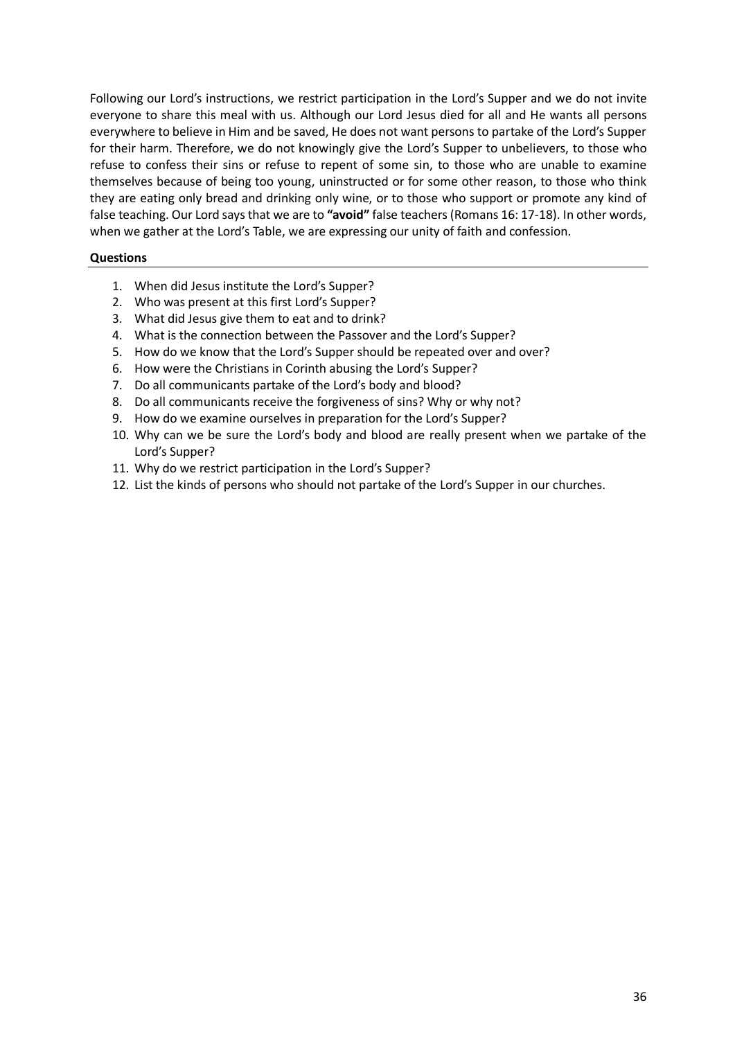Following our Lord's instructions, we restrict participation in the Lord's Supper and we do not invite everyone to share this meal with us. Although our Lord Jesus died for all and He wants all persons everywhere to believe in Him and be saved, He does not want persons to partake of the Lord's Supper for their harm. Therefore, we do not knowingly give the Lord's Supper to unbelievers, to those who refuse to confess their sins or refuse to repent of some sin, to those who are unable to examine themselves because of being too young, uninstructed or for some other reason, to those who think they are eating only bread and drinking only wine, or to those who support or promote any kind of false teaching. Our Lord says that we are to **"avoid"** false teachers (Romans 16: 17-18). In other words, when we gather at the Lord's Table, we are expressing our unity of faith and confession.

**Questions**

1. When did Jesus institute the Lord's Supper?
2. Who was present at this first Lord's Supper?
3. What did Jesus give them to eat and to drink?
4. What is the connection between the Passover and the Lord's Supper?
5. How do we know that the Lord's Supper should be repeated over and over?
6. How were the Christians in Corinth abusing the Lord's Supper?
7. Do all communicants partake of the Lord's body and blood?
8. Do all communicants receive the forgiveness of sins? Why or why not?
9. How do we examine ourselves in preparation for the Lord's Supper?
10. Why can we be sure the Lord's body and blood are really present when we partake of the Lord's Supper?
11. Why do we restrict participation in the Lord's Supper?
12. List the kinds of persons who should not partake of the Lord's Supper in our churches.